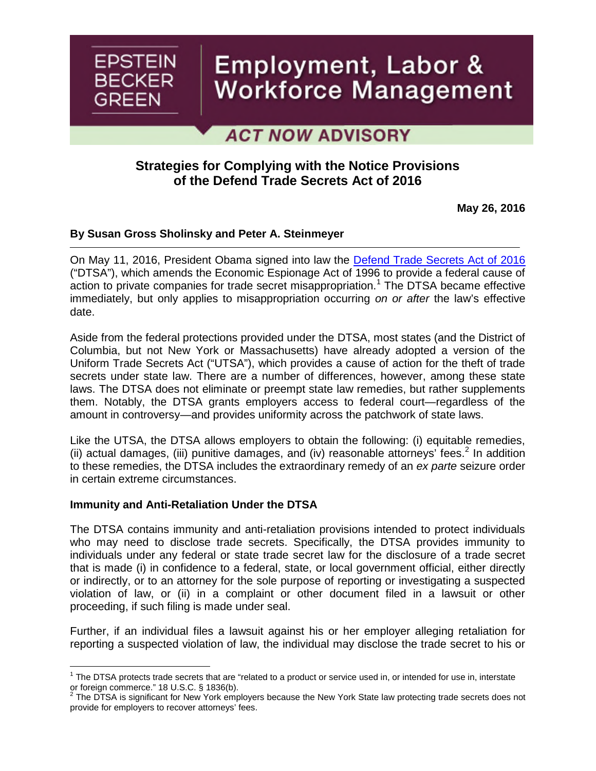EPSTEIN BECKER GREEN

# Employment, Labor & Workforce Management

**ACT NOW ADVISORY**

## Strategies for Complying with the Notice Provisions of the Defend Trade Secrets Act of 2016

**May 26, 2016**

**By Susan Gross Sholinsky and Peter A. Steinmeyer**

On May 11, 2016, President Obama signed into law the Defend Trade Secrets Act of 2016 ("DTSA"), which amends the Economic Espionage Act of 1996 to provide a federal cause of action to private companies for trade secret misappropriation.[1] The DTSA became effective immediately, but only applies to misappropriation occurring *on or after* the law's effective date.

Aside from the federal protections provided under the DTSA, most states (and the District of Columbia, but not New York or Massachusetts) have already adopted a version of the Uniform Trade Secrets Act ("UTSA"), which provides a cause of action for the theft of trade secrets under state law. There are a number of differences, however, among these state laws. The DTSA does not eliminate or preempt state law remedies, but rather supplements them. Notably, the DTSA grants employers access to federal court—regardless of the amount in controversy—and provides uniformity across the patchwork of state laws.

Like the UTSA, the DTSA allows employers to obtain the following: (i) equitable remedies, (ii) actual damages, (iii) punitive damages, and (iv) reasonable attorneys' fees.[2] In addition to these remedies, the DTSA includes the extraordinary remedy of an *ex parte* seizure order in certain extreme circumstances.

### Immunity and Anti-Retaliation Under the DTSA

The DTSA contains immunity and anti-retaliation provisions intended to protect individuals who may need to disclose trade secrets. Specifically, the DTSA provides immunity to individuals under any federal or state trade secret law for the disclosure of a trade secret that is made (i) in confidence to a federal, state, or local government official, either directly or indirectly, or to an attorney for the sole purpose of reporting or investigating a suspected violation of law, or (ii) in a complaint or other document filed in a lawsuit or other proceeding, if such filing is made under seal.

Further, if an individual files a lawsuit against his or her employer alleging retaliation for reporting a suspected violation of law, the individual may disclose the trade secret to his or

---

[1] The DTSA protects trade secrets that are "related to a product or service used in, or intended for use in, interstate or foreign commerce." 18 U.S.C. § 1836(b).

[2] The DTSA is significant for New York employers because the New York State law protecting trade secrets does not provide for employers to recover attorneys' fees.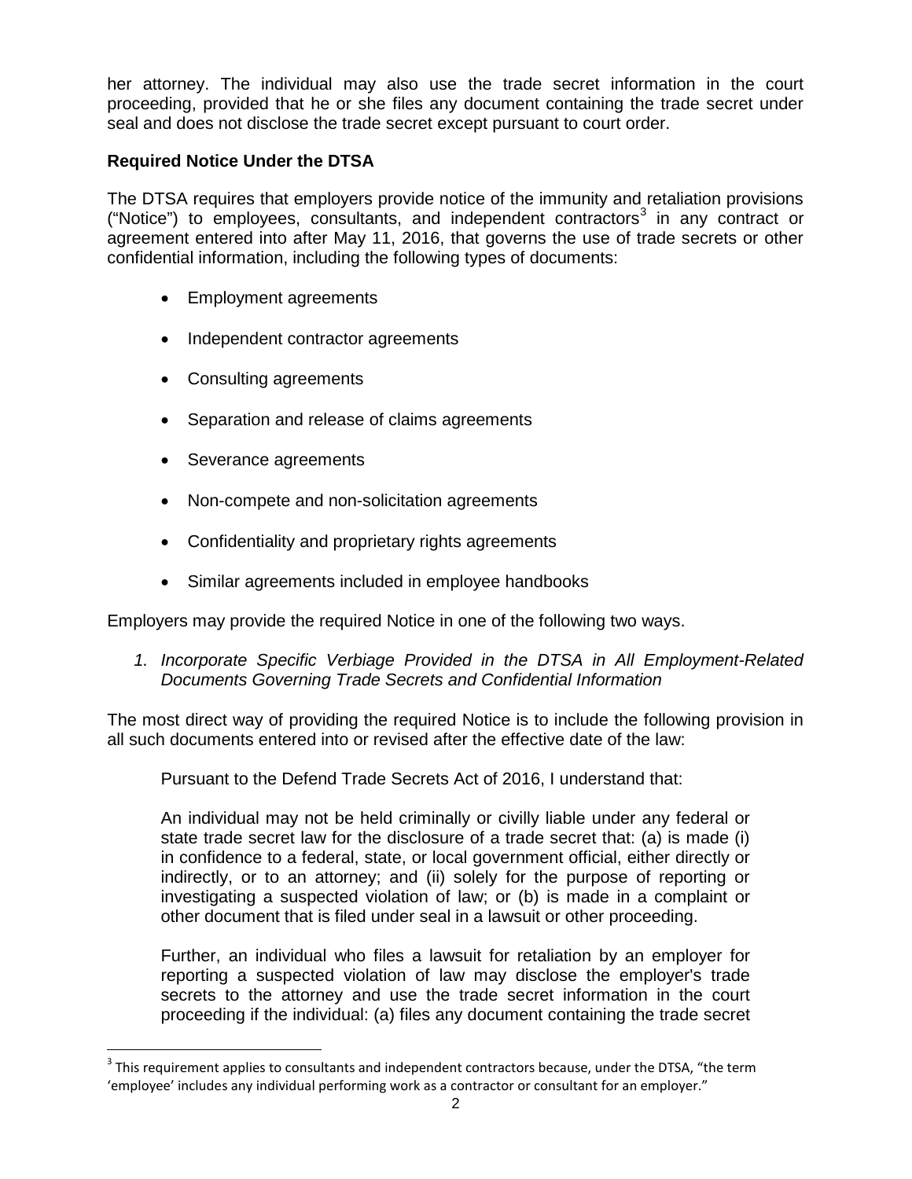her attorney. The individual may also use the trade secret information in the court proceeding, provided that he or she files any document containing the trade secret under seal and does not disclose the trade secret except pursuant to court order.

**Required Notice Under the DTSA**

The DTSA requires that employers provide notice of the immunity and retaliation provisions ("Notice") to employees, consultants, and independent contractors[3] in any contract or agreement entered into after May 11, 2016, that governs the use of trade secrets or other confidential information, including the following types of documents:

- Employment agreements
- Independent contractor agreements
- Consulting agreements
- Separation and release of claims agreements
- Severance agreements
- Non-compete and non-solicitation agreements
- Confidentiality and proprietary rights agreements
- Similar agreements included in employee handbooks

Employers may provide the required Notice in one of the following two ways.

*1. Incorporate Specific Verbiage Provided in the DTSA in All Employment-Related Documents Governing Trade Secrets and Confidential Information*

The most direct way of providing the required Notice is to include the following provision in all such documents entered into or revised after the effective date of the law:

> Pursuant to the Defend Trade Secrets Act of 2016, I understand that:
>
> An individual may not be held criminally or civilly liable under any federal or state trade secret law for the disclosure of a trade secret that: (a) is made (i) in confidence to a federal, state, or local government official, either directly or indirectly, or to an attorney; and (ii) solely for the purpose of reporting or investigating a suspected violation of law; or (b) is made in a complaint or other document that is filed under seal in a lawsuit or other proceeding.
>
> Further, an individual who files a lawsuit for retaliation by an employer for reporting a suspected violation of law may disclose the employer's trade secrets to the attorney and use the trade secret information in the court proceeding if the individual: (a) files any document containing the trade secret

[3] This requirement applies to consultants and independent contractors because, under the DTSA, "the term 'employee' includes any individual performing work as a contractor or consultant for an employer."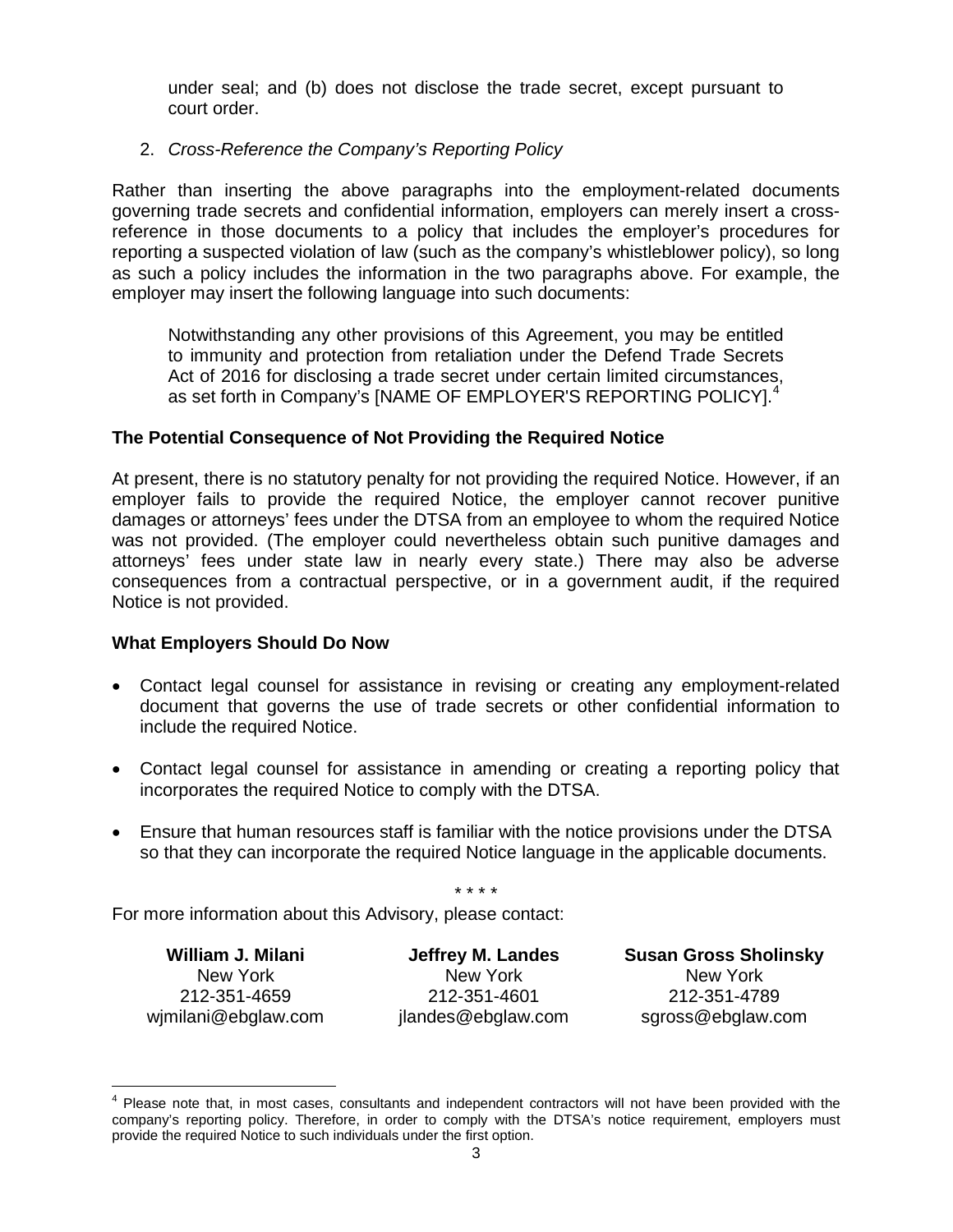under seal; and (b) does not disclose the trade secret, except pursuant to court order.

2. *Cross-Reference the Company's Reporting Policy*

Rather than inserting the above paragraphs into the employment-related documents governing trade secrets and confidential information, employers can merely insert a cross-reference in those documents to a policy that includes the employer's procedures for reporting a suspected violation of law (such as the company's whistleblower policy), so long as such a policy includes the information in the two paragraphs above. For example, the employer may insert the following language into such documents:

> Notwithstanding any other provisions of this Agreement, you may be entitled to immunity and protection from retaliation under the Defend Trade Secrets Act of 2016 for disclosing a trade secret under certain limited circumstances, as set forth in Company's [NAME OF EMPLOYER'S REPORTING POLICY].[4]

**The Potential Consequence of Not Providing the Required Notice**

At present, there is no statutory penalty for not providing the required Notice. However, if an employer fails to provide the required Notice, the employer cannot recover punitive damages or attorneys' fees under the DTSA from an employee to whom the required Notice was not provided. (The employer could nevertheless obtain such punitive damages and attorneys' fees under state law in nearly every state.) There may also be adverse consequences from a contractual perspective, or in a government audit, if the required Notice is not provided.

**What Employers Should Do Now**

- Contact legal counsel for assistance in revising or creating any employment-related document that governs the use of trade secrets or other confidential information to include the required Notice.
- Contact legal counsel for assistance in amending or creating a reporting policy that incorporates the required Notice to comply with the DTSA.
- Ensure that human resources staff is familiar with the notice provisions under the DTSA so that they can incorporate the required Notice language in the applicable documents.

\* \* \* \*

For more information about this Advisory, please contact:

| **William J. Milani** | **Jeffrey M. Landes** | **Susan Gross Sholinsky** |
|---|---|---|
| New York | New York | New York |
| 212-351-4659 | 212-351-4601 | 212-351-4789 |
| wjmilani@ebglaw.com | jlandes@ebglaw.com | sgross@ebglaw.com |

---

[4] Please note that, in most cases, consultants and independent contractors will not have been provided with the company's reporting policy. Therefore, in order to comply with the DTSA's notice requirement, employers must provide the required Notice to such individuals under the first option.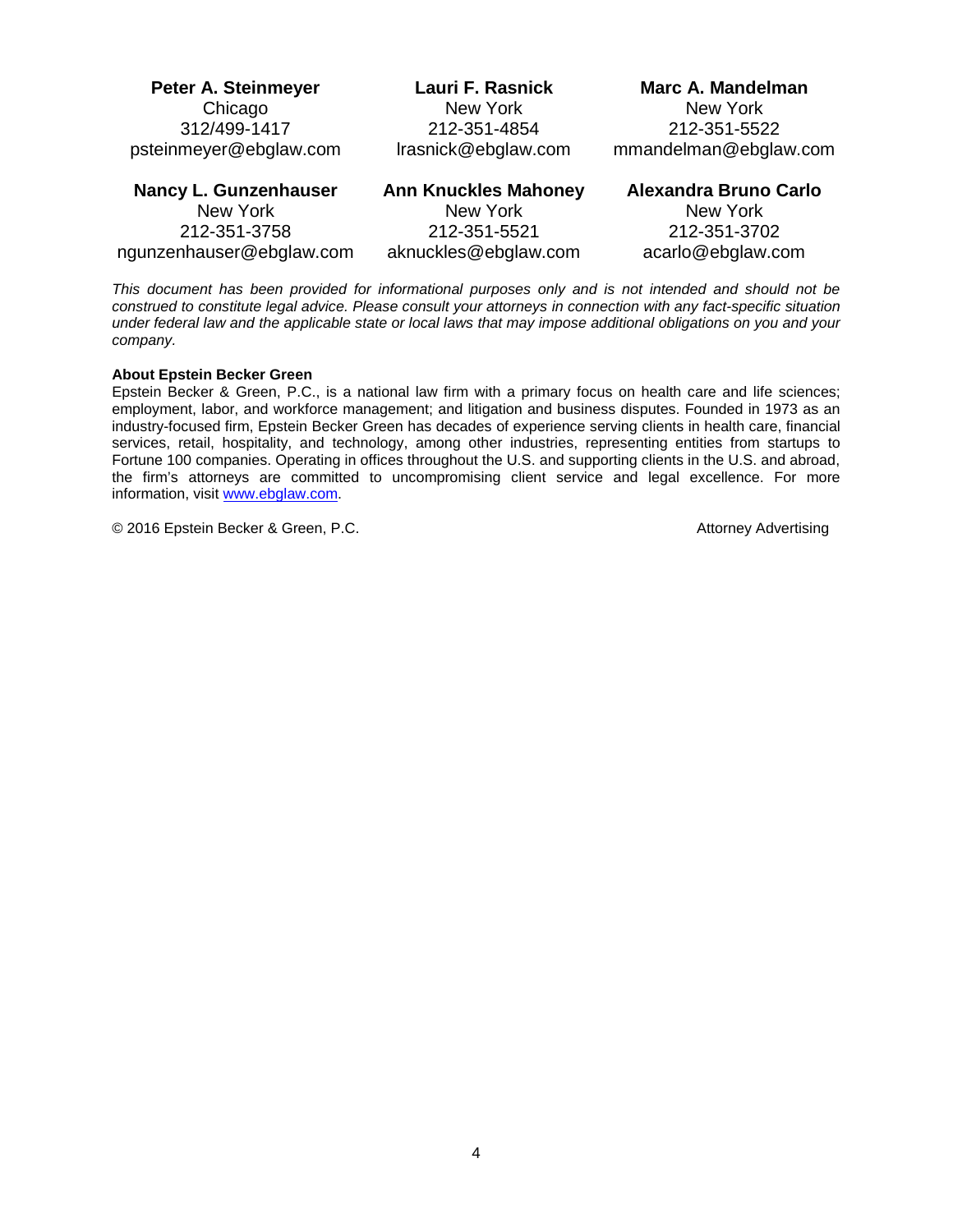**Peter A. Steinmeyer**
Chicago
312/499-1417
psteinmeyer@ebglaw.com

**Lauri F. Rasnick**
New York
212-351-4854
lrasnick@ebglaw.com

**Marc A. Mandelman**
New York
212-351-5522
mmandelman@ebglaw.com

**Nancy L. Gunzenhauser**
New York
212-351-3758
ngunzenhauser@ebglaw.com

**Ann Knuckles Mahoney**
New York
212-351-5521
aknuckles@ebglaw.com

**Alexandra Bruno Carlo**
New York
212-351-3702
acarlo@ebglaw.com

*This document has been provided for informational purposes only and is not intended and should not be construed to constitute legal advice. Please consult your attorneys in connection with any fact-specific situation under federal law and the applicable state or local laws that may impose additional obligations on you and your company.*

**About Epstein Becker Green**

Epstein Becker & Green, P.C., is a national law firm with a primary focus on health care and life sciences; employment, labor, and workforce management; and litigation and business disputes. Founded in 1973 as an industry-focused firm, Epstein Becker Green has decades of experience serving clients in health care, financial services, retail, hospitality, and technology, among other industries, representing entities from startups to Fortune 100 companies. Operating in offices throughout the U.S. and supporting clients in the U.S. and abroad, the firm's attorneys are committed to uncompromising client service and legal excellence. For more information, visit www.ebglaw.com.

© 2016 Epstein Becker & Green, P.C. Attorney Advertising